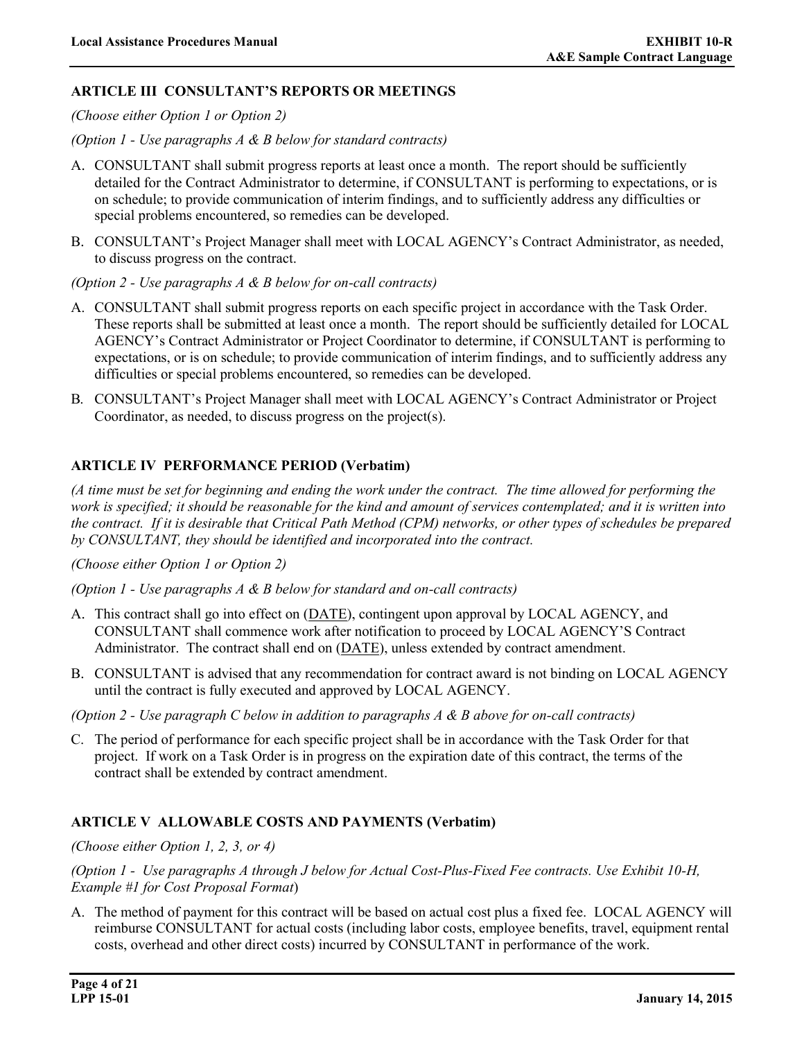## ARTICLE III CONSULTANT'S REPORTS OR MEETINGS

*(Choose either Option 1 or Option 2)*

*(Option 1 - Use paragraphs A & B below for standard contracts)*

A. CONSULTANT shall submit progress reports at least once a month. The report should be sufficiently detailed for the Contract Administrator to determine, if CONSULTANT is performing to expectations, or is on schedule; to provide communication of interim findings, and to sufficiently address any difficulties or special problems encountered, so remedies can be developed.

B. CONSULTANT's Project Manager shall meet with LOCAL AGENCY's Contract Administrator, as needed, to discuss progress on the contract.

*(Option 2 - Use paragraphs A & B below for on-call contracts)*

A. CONSULTANT shall submit progress reports on each specific project in accordance with the Task Order. These reports shall be submitted at least once a month. The report should be sufficiently detailed for LOCAL AGENCY's Contract Administrator or Project Coordinator to determine, if CONSULTANT is performing to expectations, or is on schedule; to provide communication of interim findings, and to sufficiently address any difficulties or special problems encountered, so remedies can be developed.

B. CONSULTANT's Project Manager shall meet with LOCAL AGENCY's Contract Administrator or Project Coordinator, as needed, to discuss progress on the project(s).

## ARTICLE IV PERFORMANCE PERIOD (Verbatim)

*(A time must be set for beginning and ending the work under the contract. The time allowed for performing the work is specified; it should be reasonable for the kind and amount of services contemplated; and it is written into the contract. If it is desirable that Critical Path Method (CPM) networks, or other types of schedules be prepared by CONSULTANT, they should be identified and incorporated into the contract.*

*(Choose either Option 1 or Option 2)*

*(Option 1 - Use paragraphs A & B below for standard and on-call contracts)*

A. This contract shall go into effect on (DATE), contingent upon approval by LOCAL AGENCY, and CONSULTANT shall commence work after notification to proceed by LOCAL AGENCY'S Contract Administrator. The contract shall end on (DATE), unless extended by contract amendment.

B. CONSULTANT is advised that any recommendation for contract award is not binding on LOCAL AGENCY until the contract is fully executed and approved by LOCAL AGENCY.

*(Option 2 - Use paragraph C below in addition to paragraphs A & B above for on-call contracts)*

C. The period of performance for each specific project shall be in accordance with the Task Order for that project. If work on a Task Order is in progress on the expiration date of this contract, the terms of the contract shall be extended by contract amendment.

## ARTICLE V ALLOWABLE COSTS AND PAYMENTS (Verbatim)

*(Choose either Option 1, 2, 3, or 4)*

*(Option 1 - Use paragraphs A through J below for Actual Cost-Plus-Fixed Fee contracts. Use Exhibit 10-H, Example #1 for Cost Proposal Format)*

A. The method of payment for this contract will be based on actual cost plus a fixed fee. LOCAL AGENCY will reimburse CONSULTANT for actual costs (including labor costs, employee benefits, travel, equipment rental costs, overhead and other direct costs) incurred by CONSULTANT in performance of the work.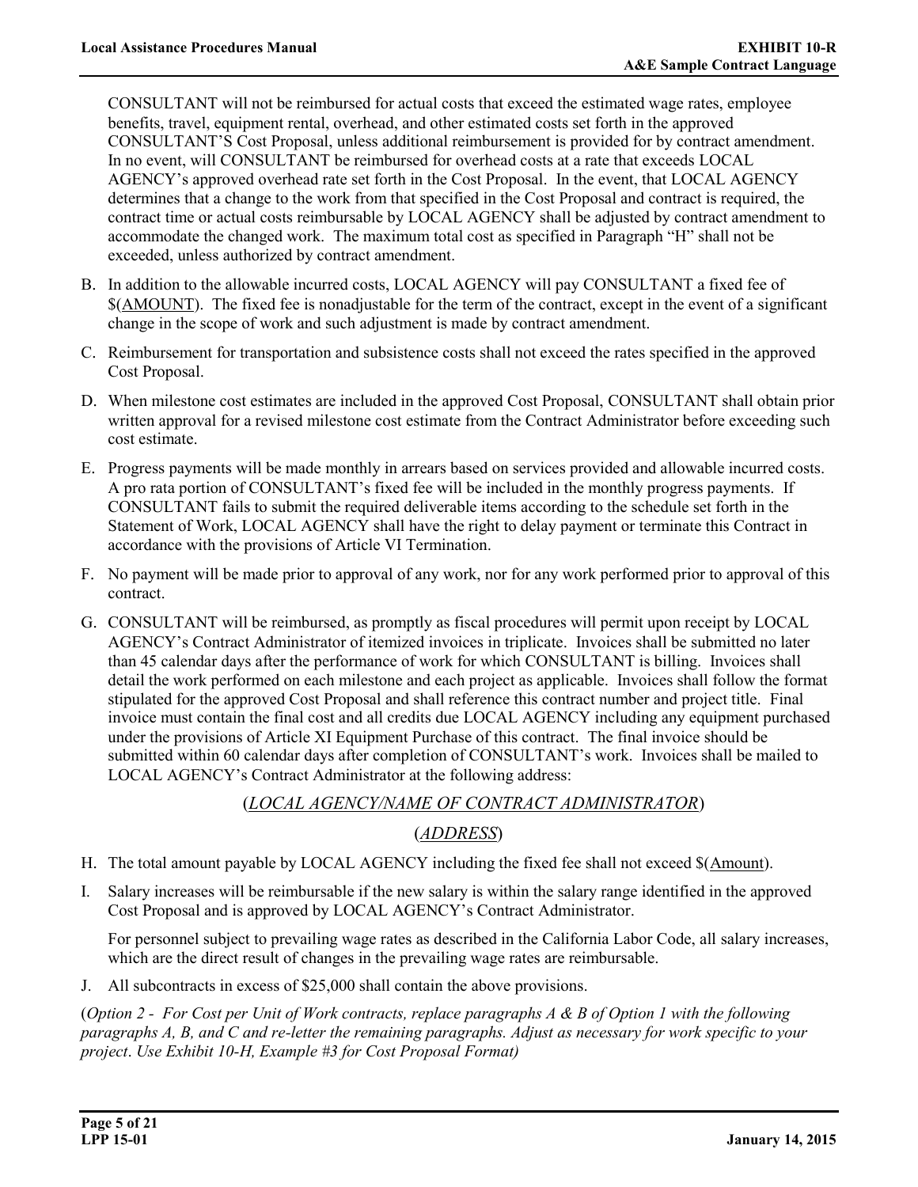CONSULTANT will not be reimbursed for actual costs that exceed the estimated wage rates, employee benefits, travel, equipment rental, overhead, and other estimated costs set forth in the approved CONSULTANT'S Cost Proposal, unless additional reimbursement is provided for by contract amendment. In no event, will CONSULTANT be reimbursed for overhead costs at a rate that exceeds LOCAL AGENCY's approved overhead rate set forth in the Cost Proposal. In the event, that LOCAL AGENCY determines that a change to the work from that specified in the Cost Proposal and contract is required, the contract time or actual costs reimbursable by LOCAL AGENCY shall be adjusted by contract amendment to accommodate the changed work. The maximum total cost as specified in Paragraph "H" shall not be exceeded, unless authorized by contract amendment.

B. In addition to the allowable incurred costs, LOCAL AGENCY will pay CONSULTANT a fixed fee of $(<u>AMOUNT</u>). The fixed fee is nonadjustable for the term of the contract, except in the event of a significant change in the scope of work and such adjustment is made by contract amendment.

C. Reimbursement for transportation and subsistence costs shall not exceed the rates specified in the approved Cost Proposal.

D. When milestone cost estimates are included in the approved Cost Proposal, CONSULTANT shall obtain prior written approval for a revised milestone cost estimate from the Contract Administrator before exceeding such cost estimate.

E. Progress payments will be made monthly in arrears based on services provided and allowable incurred costs. A pro rata portion of CONSULTANT's fixed fee will be included in the monthly progress payments. If CONSULTANT fails to submit the required deliverable items according to the schedule set forth in the Statement of Work, LOCAL AGENCY shall have the right to delay payment or terminate this Contract in accordance with the provisions of Article VI Termination.

F. No payment will be made prior to approval of any work, nor for any work performed prior to approval of this contract.

G. CONSULTANT will be reimbursed, as promptly as fiscal procedures will permit upon receipt by LOCAL AGENCY's Contract Administrator of itemized invoices in triplicate. Invoices shall be submitted no later than 45 calendar days after the performance of work for which CONSULTANT is billing. Invoices shall detail the work performed on each milestone and each project as applicable. Invoices shall follow the format stipulated for the approved Cost Proposal and shall reference this contract number and project title. Final invoice must contain the final cost and all credits due LOCAL AGENCY including any equipment purchased under the provisions of Article XI Equipment Purchase of this contract. The final invoice should be submitted within 60 calendar days after completion of CONSULTANT's work. Invoices shall be mailed to LOCAL AGENCY's Contract Administrator at the following address:

(*<u>LOCAL AGENCY/NAME OF CONTRACT ADMINISTRATOR</u>*)

(*<u>ADDRESS</u>*)

H. The total amount payable by LOCAL AGENCY including the fixed fee shall not exceed $(<u>Amount</u>).

I. Salary increases will be reimbursable if the new salary is within the salary range identified in the approved Cost Proposal and is approved by LOCAL AGENCY's Contract Administrator.

   For personnel subject to prevailing wage rates as described in the California Labor Code, all salary increases, which are the direct result of changes in the prevailing wage rates are reimbursable.

J. All subcontracts in excess of $25,000 shall contain the above provisions.

(*Option 2 - For Cost per Unit of Work contracts, replace paragraphs A & B of Option 1 with the following paragraphs A, B, and C and re-letter the remaining paragraphs. Adjust as necessary for work specific to your project. Use Exhibit 10-H, Example #3 for Cost Proposal Format)*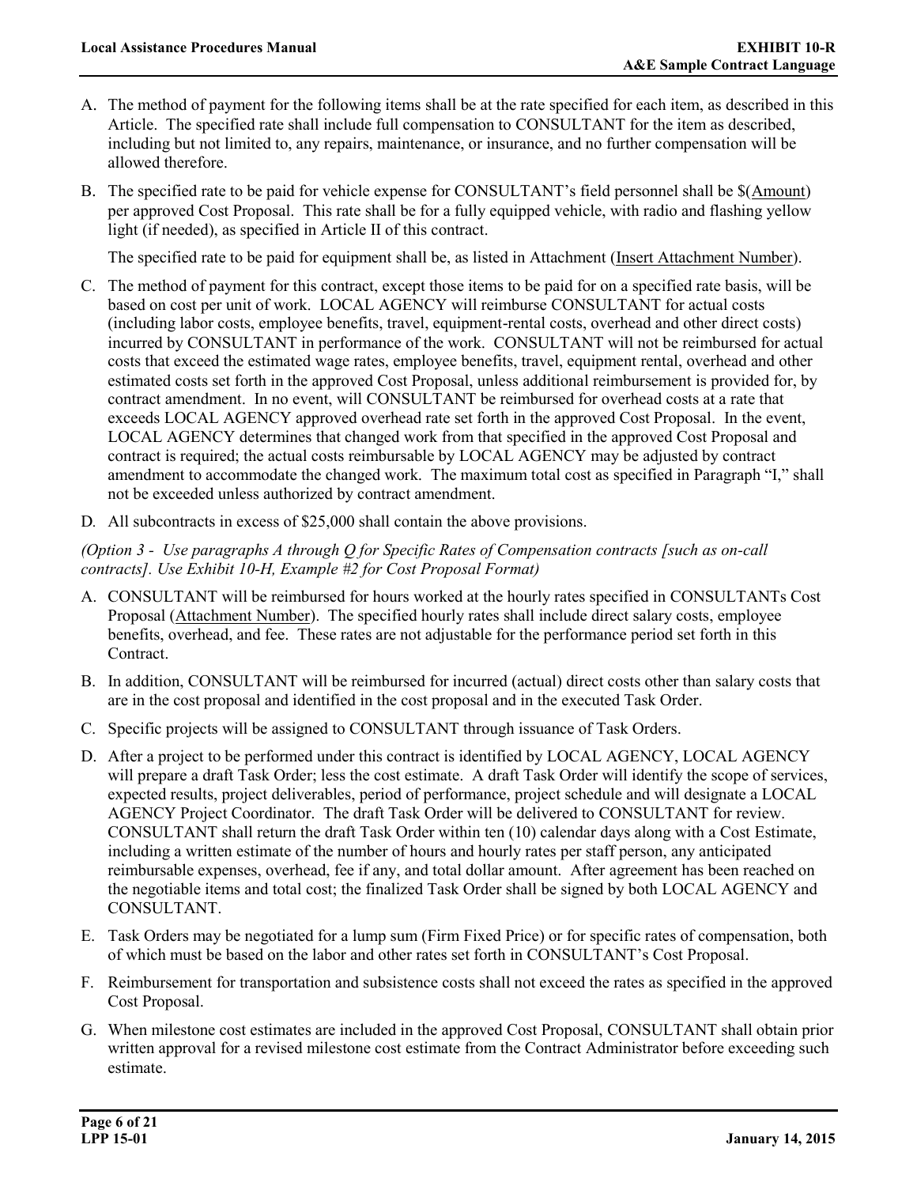A. The method of payment for the following items shall be at the rate specified for each item, as described in this Article. The specified rate shall include full compensation to CONSULTANT for the item as described, including but not limited to, any repairs, maintenance, or insurance, and no further compensation will be allowed therefore.

B. The specified rate to be paid for vehicle expense for CONSULTANT's field personnel shall be $(Amount) per approved Cost Proposal. This rate shall be for a fully equipped vehicle, with radio and flashing yellow light (if needed), as specified in Article II of this contract.

   The specified rate to be paid for equipment shall be, as listed in Attachment (Insert Attachment Number).

C. The method of payment for this contract, except those items to be paid for on a specified rate basis, will be based on cost per unit of work. LOCAL AGENCY will reimburse CONSULTANT for actual costs (including labor costs, employee benefits, travel, equipment-rental costs, overhead and other direct costs) incurred by CONSULTANT in performance of the work. CONSULTANT will not be reimbursed for actual costs that exceed the estimated wage rates, employee benefits, travel, equipment rental, overhead and other estimated costs set forth in the approved Cost Proposal, unless additional reimbursement is provided for, by contract amendment. In no event, will CONSULTANT be reimbursed for overhead costs at a rate that exceeds LOCAL AGENCY approved overhead rate set forth in the approved Cost Proposal. In the event, LOCAL AGENCY determines that changed work from that specified in the approved Cost Proposal and contract is required; the actual costs reimbursable by LOCAL AGENCY may be adjusted by contract amendment to accommodate the changed work. The maximum total cost as specified in Paragraph "I," shall not be exceeded unless authorized by contract amendment.

D. All subcontracts in excess of $25,000 shall contain the above provisions.

*(Option 3 - Use paragraphs A through Q for Specific Rates of Compensation contracts [such as on-call contracts]. Use Exhibit 10-H, Example #2 for Cost Proposal Format)*

A. CONSULTANT will be reimbursed for hours worked at the hourly rates specified in CONSULTANTs Cost Proposal (Attachment Number). The specified hourly rates shall include direct salary costs, employee benefits, overhead, and fee. These rates are not adjustable for the performance period set forth in this Contract.

B. In addition, CONSULTANT will be reimbursed for incurred (actual) direct costs other than salary costs that are in the cost proposal and identified in the cost proposal and in the executed Task Order.

C. Specific projects will be assigned to CONSULTANT through issuance of Task Orders.

D. After a project to be performed under this contract is identified by LOCAL AGENCY, LOCAL AGENCY will prepare a draft Task Order; less the cost estimate. A draft Task Order will identify the scope of services, expected results, project deliverables, period of performance, project schedule and will designate a LOCAL AGENCY Project Coordinator. The draft Task Order will be delivered to CONSULTANT for review. CONSULTANT shall return the draft Task Order within ten (10) calendar days along with a Cost Estimate, including a written estimate of the number of hours and hourly rates per staff person, any anticipated reimbursable expenses, overhead, fee if any, and total dollar amount. After agreement has been reached on the negotiable items and total cost; the finalized Task Order shall be signed by both LOCAL AGENCY and CONSULTANT.

E. Task Orders may be negotiated for a lump sum (Firm Fixed Price) or for specific rates of compensation, both of which must be based on the labor and other rates set forth in CONSULTANT's Cost Proposal.

F. Reimbursement for transportation and subsistence costs shall not exceed the rates as specified in the approved Cost Proposal.

G. When milestone cost estimates are included in the approved Cost Proposal, CONSULTANT shall obtain prior written approval for a revised milestone cost estimate from the Contract Administrator before exceeding such estimate.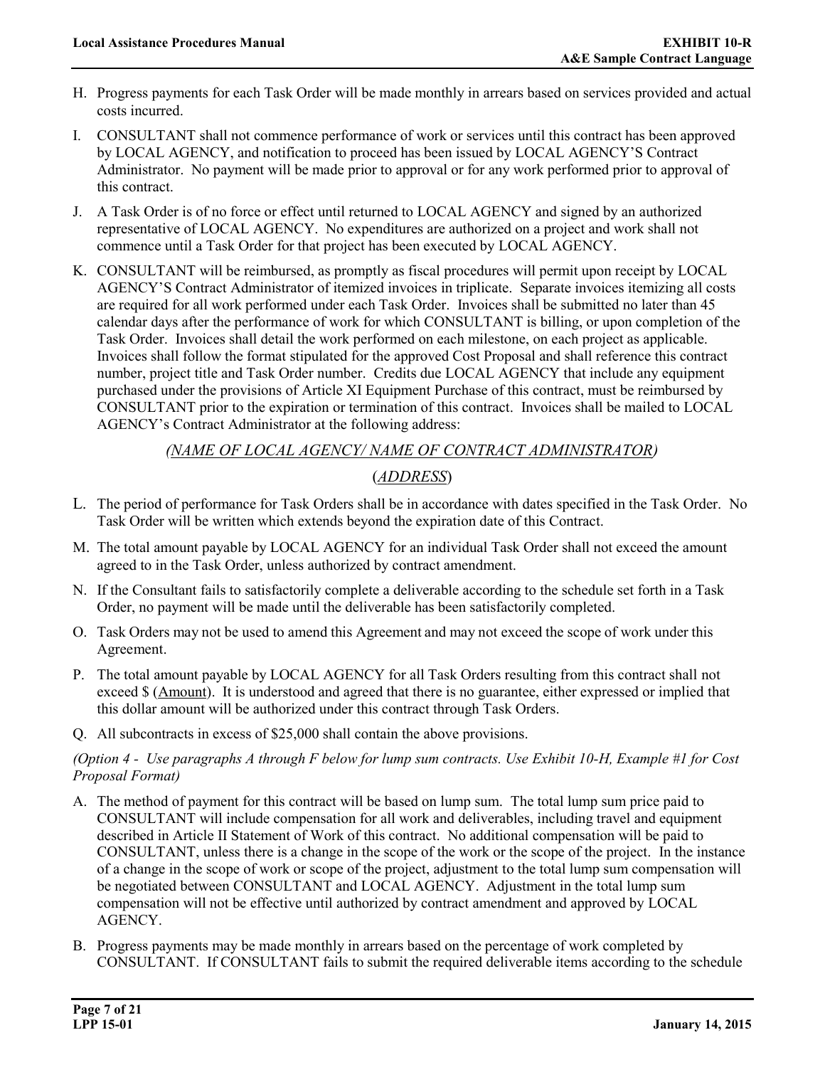H. Progress payments for each Task Order will be made monthly in arrears based on services provided and actual costs incurred.

I. CONSULTANT shall not commence performance of work or services until this contract has been approved by LOCAL AGENCY, and notification to proceed has been issued by LOCAL AGENCY'S Contract Administrator. No payment will be made prior to approval or for any work performed prior to approval of this contract.

J. A Task Order is of no force or effect until returned to LOCAL AGENCY and signed by an authorized representative of LOCAL AGENCY. No expenditures are authorized on a project and work shall not commence until a Task Order for that project has been executed by LOCAL AGENCY.

K. CONSULTANT will be reimbursed, as promptly as fiscal procedures will permit upon receipt by LOCAL AGENCY'S Contract Administrator of itemized invoices in triplicate. Separate invoices itemizing all costs are required for all work performed under each Task Order. Invoices shall be submitted no later than 45 calendar days after the performance of work for which CONSULTANT is billing, or upon completion of the Task Order. Invoices shall detail the work performed on each milestone, on each project as applicable. Invoices shall follow the format stipulated for the approved Cost Proposal and shall reference this contract number, project title and Task Order number. Credits due LOCAL AGENCY that include any equipment purchased under the provisions of Article XI Equipment Purchase of this contract, must be reimbursed by CONSULTANT prior to the expiration or termination of this contract. Invoices shall be mailed to LOCAL AGENCY's Contract Administrator at the following address:

<center>

*<u>(NAME OF LOCAL AGENCY/ NAME OF CONTRACT ADMINISTRATOR)</u>*

(*<u>ADDRESS</u>*)

</center>

L. The period of performance for Task Orders shall be in accordance with dates specified in the Task Order. No Task Order will be written which extends beyond the expiration date of this Contract.

M. The total amount payable by LOCAL AGENCY for an individual Task Order shall not exceed the amount agreed to in the Task Order, unless authorized by contract amendment.

N. If the Consultant fails to satisfactorily complete a deliverable according to the schedule set forth in a Task Order, no payment will be made until the deliverable has been satisfactorily completed.

O. Task Orders may not be used to amend this Agreement and may not exceed the scope of work under this Agreement.

P. The total amount payable by LOCAL AGENCY for all Task Orders resulting from this contract shall not exceed $ (<u>Amount</u>). It is understood and agreed that there is no guarantee, either expressed or implied that this dollar amount will be authorized under this contract through Task Orders.

Q. All subcontracts in excess of $25,000 shall contain the above provisions.

*(Option 4 - Use paragraphs A through F below for lump sum contracts. Use Exhibit 10-H, Example #1 for Cost Proposal Format)*

A. The method of payment for this contract will be based on lump sum. The total lump sum price paid to CONSULTANT will include compensation for all work and deliverables, including travel and equipment described in Article II Statement of Work of this contract. No additional compensation will be paid to CONSULTANT, unless there is a change in the scope of the work or the scope of the project. In the instance of a change in the scope of work or scope of the project, adjustment to the total lump sum compensation will be negotiated between CONSULTANT and LOCAL AGENCY. Adjustment in the total lump sum compensation will not be effective until authorized by contract amendment and approved by LOCAL AGENCY.

B. Progress payments may be made monthly in arrears based on the percentage of work completed by CONSULTANT. If CONSULTANT fails to submit the required deliverable items according to the schedule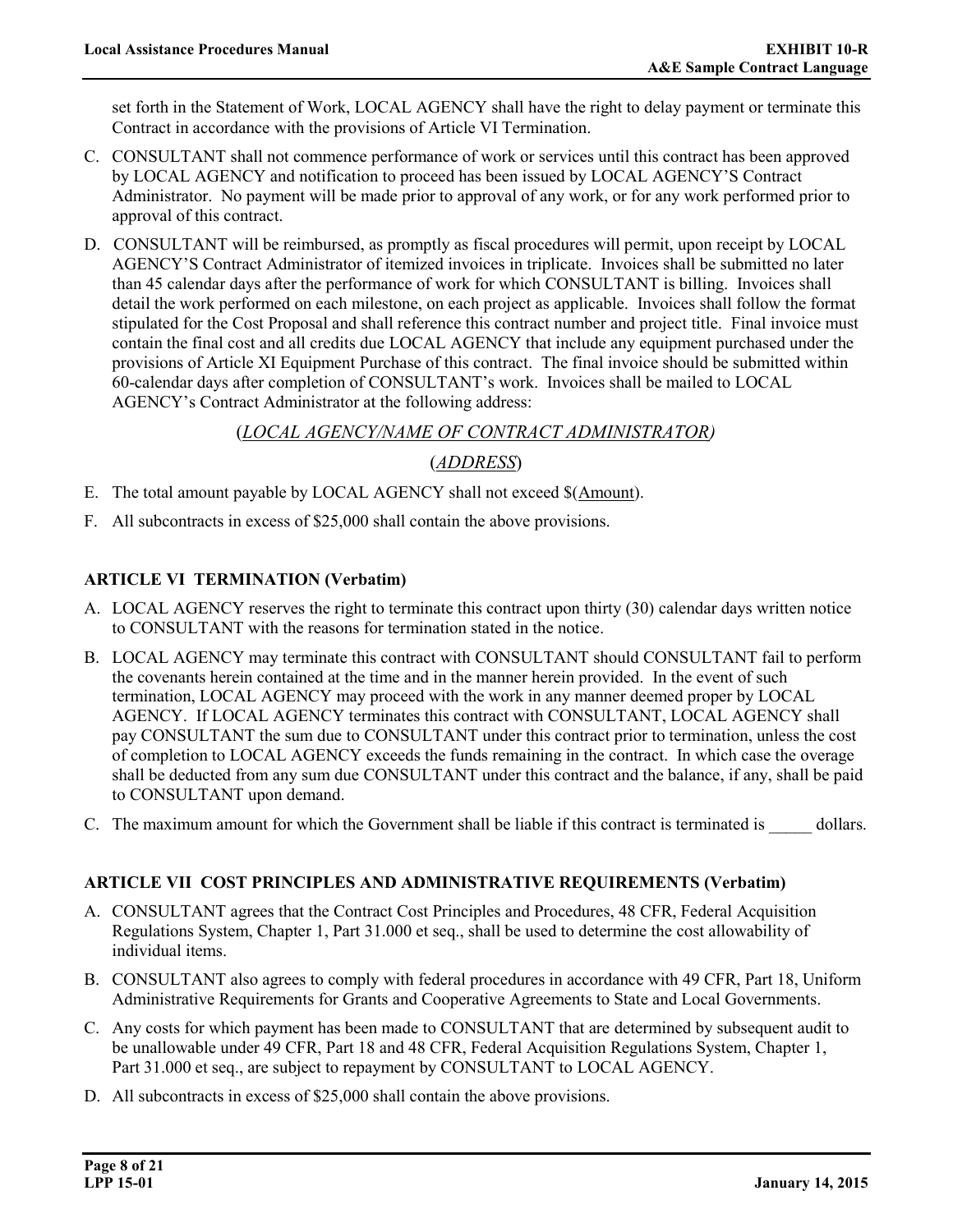set forth in the Statement of Work, LOCAL AGENCY shall have the right to delay payment or terminate this Contract in accordance with the provisions of Article VI Termination.

C. CONSULTANT shall not commence performance of work or services until this contract has been approved by LOCAL AGENCY and notification to proceed has been issued by LOCAL AGENCY'S Contract Administrator. No payment will be made prior to approval of any work, or for any work performed prior to approval of this contract.

D. CONSULTANT will be reimbursed, as promptly as fiscal procedures will permit, upon receipt by LOCAL AGENCY'S Contract Administrator of itemized invoices in triplicate. Invoices shall be submitted no later than 45 calendar days after the performance of work for which CONSULTANT is billing. Invoices shall detail the work performed on each milestone, on each project as applicable. Invoices shall follow the format stipulated for the Cost Proposal and shall reference this contract number and project title. Final invoice must contain the final cost and all credits due LOCAL AGENCY that include any equipment purchased under the provisions of Article XI Equipment Purchase of this contract. The final invoice should be submitted within 60-calendar days after completion of CONSULTANT's work. Invoices shall be mailed to LOCAL AGENCY's Contract Administrator at the following address:

(*LOCAL AGENCY/NAME OF CONTRACT ADMINISTRATOR)*

(*ADDRESS*)

E. The total amount payable by LOCAL AGENCY shall not exceed $(Amount).

F. All subcontracts in excess of $25,000 shall contain the above provisions.

### ARTICLE VI TERMINATION (Verbatim)

A. LOCAL AGENCY reserves the right to terminate this contract upon thirty (30) calendar days written notice to CONSULTANT with the reasons for termination stated in the notice.

B. LOCAL AGENCY may terminate this contract with CONSULTANT should CONSULTANT fail to perform the covenants herein contained at the time and in the manner herein provided. In the event of such termination, LOCAL AGENCY may proceed with the work in any manner deemed proper by LOCAL AGENCY. If LOCAL AGENCY terminates this contract with CONSULTANT, LOCAL AGENCY shall pay CONSULTANT the sum due to CONSULTANT under this contract prior to termination, unless the cost of completion to LOCAL AGENCY exceeds the funds remaining in the contract. In which case the overage shall be deducted from any sum due CONSULTANT under this contract and the balance, if any, shall be paid to CONSULTANT upon demand.

C. The maximum amount for which the Government shall be liable if this contract is terminated is _____ dollars.

### ARTICLE VII COST PRINCIPLES AND ADMINISTRATIVE REQUIREMENTS (Verbatim)

A. CONSULTANT agrees that the Contract Cost Principles and Procedures, 48 CFR, Federal Acquisition Regulations System, Chapter 1, Part 31.000 et seq., shall be used to determine the cost allowability of individual items.

B. CONSULTANT also agrees to comply with federal procedures in accordance with 49 CFR, Part 18, Uniform Administrative Requirements for Grants and Cooperative Agreements to State and Local Governments.

C. Any costs for which payment has been made to CONSULTANT that are determined by subsequent audit to be unallowable under 49 CFR, Part 18 and 48 CFR, Federal Acquisition Regulations System, Chapter 1, Part 31.000 et seq., are subject to repayment by CONSULTANT to LOCAL AGENCY.

D. All subcontracts in excess of $25,000 shall contain the above provisions.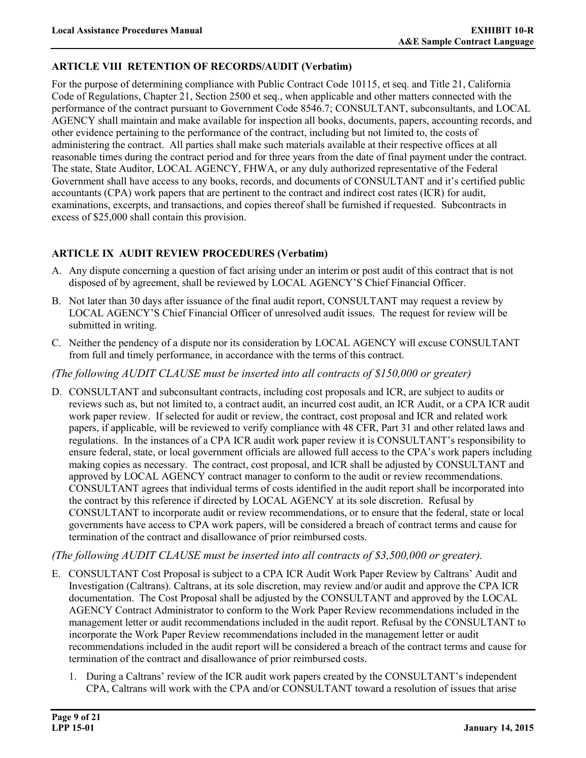### ARTICLE VIII RETENTION OF RECORDS/AUDIT (Verbatim)

For the purpose of determining compliance with Public Contract Code 10115, et seq. and Title 21, California Code of Regulations, Chapter 21, Section 2500 et seq., when applicable and other matters connected with the performance of the contract pursuant to Government Code 8546.7; CONSULTANT, subconsultants, and LOCAL AGENCY shall maintain and make available for inspection all books, documents, papers, accounting records, and other evidence pertaining to the performance of the contract, including but not limited to, the costs of administering the contract. All parties shall make such materials available at their respective offices at all reasonable times during the contract period and for three years from the date of final payment under the contract. The state, State Auditor, LOCAL AGENCY, FHWA, or any duly authorized representative of the Federal Government shall have access to any books, records, and documents of CONSULTANT and it's certified public accountants (CPA) work papers that are pertinent to the contract and indirect cost rates (ICR) for audit, examinations, excerpts, and transactions, and copies thereof shall be furnished if requested. Subcontracts in excess of $25,000 shall contain this provision.

### ARTICLE IX AUDIT REVIEW PROCEDURES (Verbatim)

A. Any dispute concerning a question of fact arising under an interim or post audit of this contract that is not disposed of by agreement, shall be reviewed by LOCAL AGENCY'S Chief Financial Officer.

B. Not later than 30 days after issuance of the final audit report, CONSULTANT may request a review by LOCAL AGENCY'S Chief Financial Officer of unresolved audit issues. The request for review will be submitted in writing.

C. Neither the pendency of a dispute nor its consideration by LOCAL AGENCY will excuse CONSULTANT from full and timely performance, in accordance with the terms of this contract.

*(The following AUDIT CLAUSE must be inserted into all contracts of $150,000 or greater)*

D. CONSULTANT and subconsultant contracts, including cost proposals and ICR, are subject to audits or reviews such as, but not limited to, a contract audit, an incurred cost audit, an ICR Audit, or a CPA ICR audit work paper review. If selected for audit or review, the contract, cost proposal and ICR and related work papers, if applicable, will be reviewed to verify compliance with 48 CFR, Part 31 and other related laws and regulations. In the instances of a CPA ICR audit work paper review it is CONSULTANT's responsibility to ensure federal, state, or local government officials are allowed full access to the CPA's work papers including making copies as necessary. The contract, cost proposal, and ICR shall be adjusted by CONSULTANT and approved by LOCAL AGENCY contract manager to conform to the audit or review recommendations. CONSULTANT agrees that individual terms of costs identified in the audit report shall be incorporated into the contract by this reference if directed by LOCAL AGENCY at its sole discretion. Refusal by CONSULTANT to incorporate audit or review recommendations, or to ensure that the federal, state or local governments have access to CPA work papers, will be considered a breach of contract terms and cause for termination of the contract and disallowance of prior reimbursed costs.

*(The following AUDIT CLAUSE must be inserted into all contracts of $3,500,000 or greater).*

E. CONSULTANT Cost Proposal is subject to a CPA ICR Audit Work Paper Review by Caltrans' Audit and Investigation (Caltrans). Caltrans, at its sole discretion, may review and/or audit and approve the CPA ICR documentation. The Cost Proposal shall be adjusted by the CONSULTANT and approved by the LOCAL AGENCY Contract Administrator to conform to the Work Paper Review recommendations included in the management letter or audit recommendations included in the audit report. Refusal by the CONSULTANT to incorporate the Work Paper Review recommendations included in the management letter or audit recommendations included in the audit report will be considered a breach of the contract terms and cause for termination of the contract and disallowance of prior reimbursed costs.

   1. During a Caltrans' review of the ICR audit work papers created by the CONSULTANT's independent CPA, Caltrans will work with the CPA and/or CONSULTANT toward a resolution of issues that arise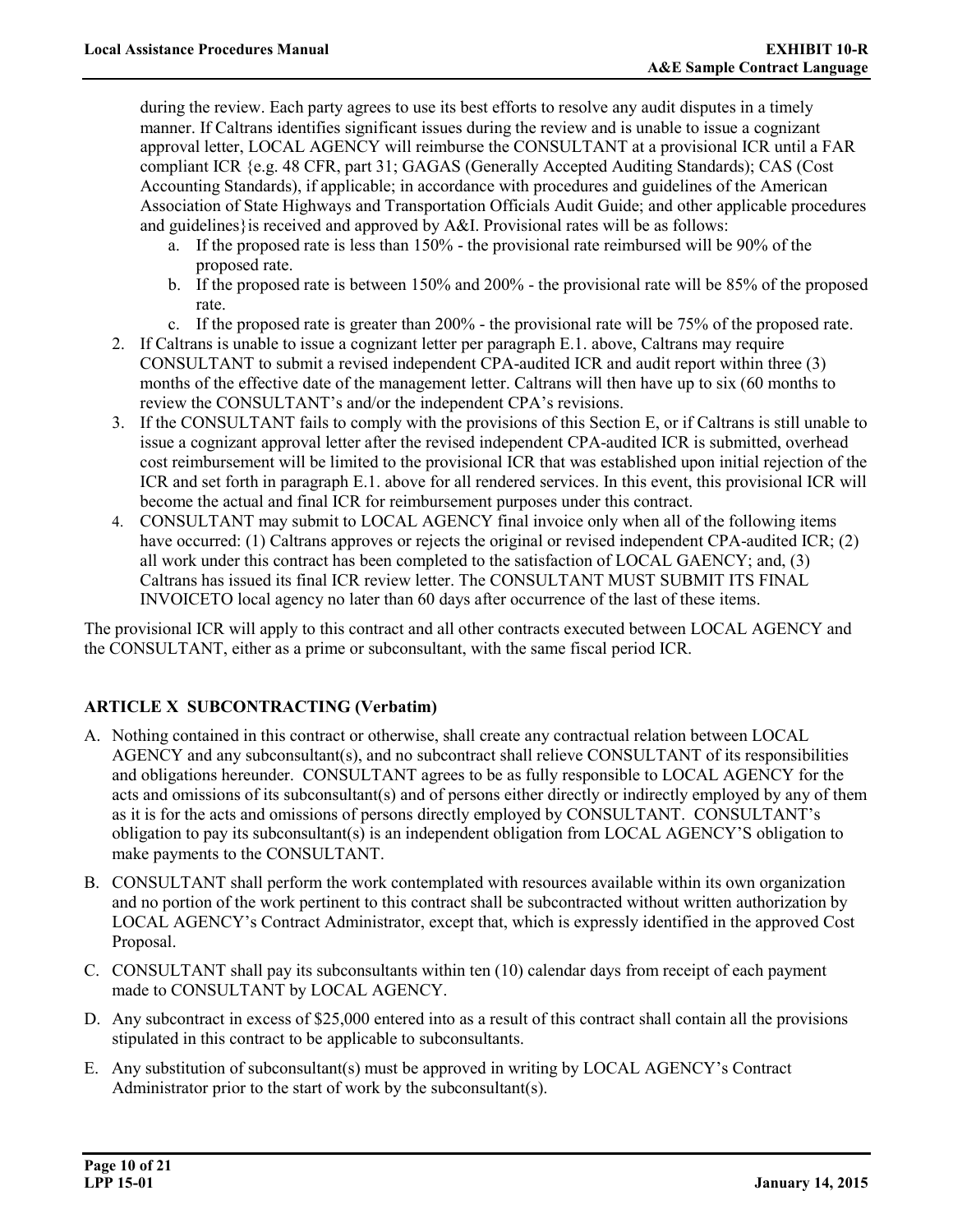during the review. Each party agrees to use its best efforts to resolve any audit disputes in a timely manner. If Caltrans identifies significant issues during the review and is unable to issue a cognizant approval letter, LOCAL AGENCY will reimburse the CONSULTANT at a provisional ICR until a FAR compliant ICR {e.g. 48 CFR, part 31; GAGAS (Generally Accepted Auditing Standards); CAS (Cost Accounting Standards), if applicable; in accordance with procedures and guidelines of the American Association of State Highways and Transportation Officials Audit Guide; and other applicable procedures and guidelines}is received and approved by A&I. Provisional rates will be as follows:

   a. If the proposed rate is less than 150% - the provisional rate reimbursed will be 90% of the proposed rate.
   b. If the proposed rate is between 150% and 200% - the provisional rate will be 85% of the proposed rate.
   c. If the proposed rate is greater than 200% - the provisional rate will be 75% of the proposed rate.

2. If Caltrans is unable to issue a cognizant letter per paragraph E.1. above, Caltrans may require CONSULTANT to submit a revised independent CPA-audited ICR and audit report within three (3) months of the effective date of the management letter. Caltrans will then have up to six (60 months to review the CONSULTANT's and/or the independent CPA's revisions.
3. If the CONSULTANT fails to comply with the provisions of this Section E, or if Caltrans is still unable to issue a cognizant approval letter after the revised independent CPA-audited ICR is submitted, overhead cost reimbursement will be limited to the provisional ICR that was established upon initial rejection of the ICR and set forth in paragraph E.1. above for all rendered services. In this event, this provisional ICR will become the actual and final ICR for reimbursement purposes under this contract.
4. CONSULTANT may submit to LOCAL AGENCY final invoice only when all of the following items have occurred: (1) Caltrans approves or rejects the original or revised independent CPA-audited ICR; (2) all work under this contract has been completed to the satisfaction of LOCAL GAENCY; and, (3) Caltrans has issued its final ICR review letter. The CONSULTANT MUST SUBMIT ITS FINAL INVOICETO local agency no later than 60 days after occurrence of the last of these items.

The provisional ICR will apply to this contract and all other contracts executed between LOCAL AGENCY and the CONSULTANT, either as a prime or subconsultant, with the same fiscal period ICR.

## ARTICLE X SUBCONTRACTING (Verbatim)

A. Nothing contained in this contract or otherwise, shall create any contractual relation between LOCAL AGENCY and any subconsultant(s), and no subcontract shall relieve CONSULTANT of its responsibilities and obligations hereunder. CONSULTANT agrees to be as fully responsible to LOCAL AGENCY for the acts and omissions of its subconsultant(s) and of persons either directly or indirectly employed by any of them as it is for the acts and omissions of persons directly employed by CONSULTANT. CONSULTANT's obligation to pay its subconsultant(s) is an independent obligation from LOCAL AGENCY'S obligation to make payments to the CONSULTANT.

B. CONSULTANT shall perform the work contemplated with resources available within its own organization and no portion of the work pertinent to this contract shall be subcontracted without written authorization by LOCAL AGENCY's Contract Administrator, except that, which is expressly identified in the approved Cost Proposal.

C. CONSULTANT shall pay its subconsultants within ten (10) calendar days from receipt of each payment made to CONSULTANT by LOCAL AGENCY.

D. Any subcontract in excess of $25,000 entered into as a result of this contract shall contain all the provisions stipulated in this contract to be applicable to subconsultants.

E. Any substitution of subconsultant(s) must be approved in writing by LOCAL AGENCY's Contract Administrator prior to the start of work by the subconsultant(s).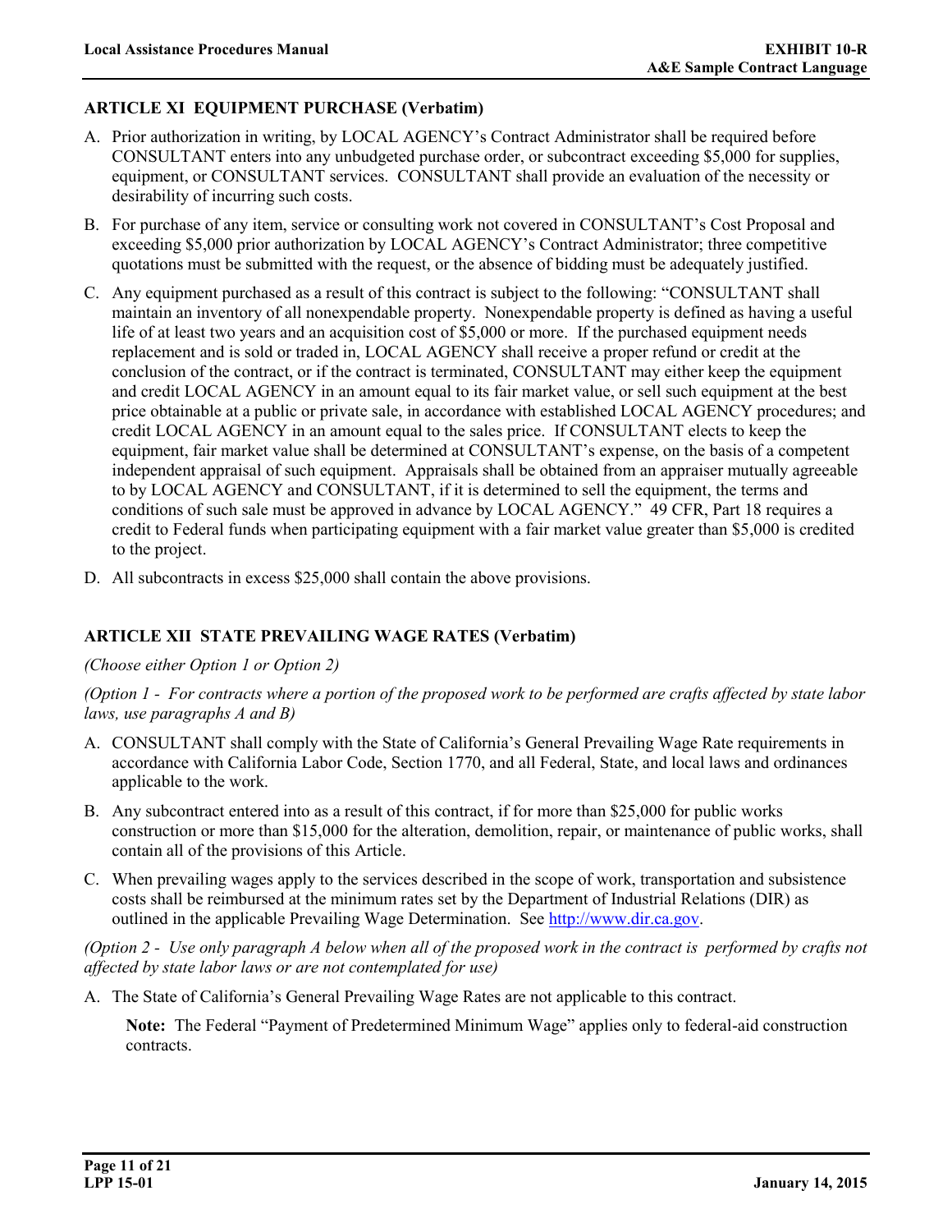### ARTICLE XI EQUIPMENT PURCHASE (Verbatim)

A. Prior authorization in writing, by LOCAL AGENCY's Contract Administrator shall be required before CONSULTANT enters into any unbudgeted purchase order, or subcontract exceeding $5,000 for supplies, equipment, or CONSULTANT services. CONSULTANT shall provide an evaluation of the necessity or desirability of incurring such costs.

B. For purchase of any item, service or consulting work not covered in CONSULTANT's Cost Proposal and exceeding $5,000 prior authorization by LOCAL AGENCY's Contract Administrator; three competitive quotations must be submitted with the request, or the absence of bidding must be adequately justified.

C. Any equipment purchased as a result of this contract is subject to the following: "CONSULTANT shall maintain an inventory of all nonexpendable property. Nonexpendable property is defined as having a useful life of at least two years and an acquisition cost of $5,000 or more. If the purchased equipment needs replacement and is sold or traded in, LOCAL AGENCY shall receive a proper refund or credit at the conclusion of the contract, or if the contract is terminated, CONSULTANT may either keep the equipment and credit LOCAL AGENCY in an amount equal to its fair market value, or sell such equipment at the best price obtainable at a public or private sale, in accordance with established LOCAL AGENCY procedures; and credit LOCAL AGENCY in an amount equal to the sales price. If CONSULTANT elects to keep the equipment, fair market value shall be determined at CONSULTANT's expense, on the basis of a competent independent appraisal of such equipment. Appraisals shall be obtained from an appraiser mutually agreeable to by LOCAL AGENCY and CONSULTANT, if it is determined to sell the equipment, the terms and conditions of such sale must be approved in advance by LOCAL AGENCY." 49 CFR, Part 18 requires a credit to Federal funds when participating equipment with a fair market value greater than $5,000 is credited to the project.

D. All subcontracts in excess $25,000 shall contain the above provisions.

### ARTICLE XII STATE PREVAILING WAGE RATES (Verbatim)

*(Choose either Option 1 or Option 2)*

*(Option 1 - For contracts where a portion of the proposed work to be performed are crafts affected by state labor laws, use paragraphs A and B)*

A. CONSULTANT shall comply with the State of California's General Prevailing Wage Rate requirements in accordance with California Labor Code, Section 1770, and all Federal, State, and local laws and ordinances applicable to the work.

B. Any subcontract entered into as a result of this contract, if for more than $25,000 for public works construction or more than $15,000 for the alteration, demolition, repair, or maintenance of public works, shall contain all of the provisions of this Article.

C. When prevailing wages apply to the services described in the scope of work, transportation and subsistence costs shall be reimbursed at the minimum rates set by the Department of Industrial Relations (DIR) as outlined in the applicable Prevailing Wage Determination. See http://www.dir.ca.gov.

*(Option 2 - Use only paragraph A below when all of the proposed work in the contract is performed by crafts not affected by state labor laws or are not contemplated for use)*

A. The State of California's General Prevailing Wage Rates are not applicable to this contract.

   **Note:** The Federal "Payment of Predetermined Minimum Wage" applies only to federal-aid construction contracts.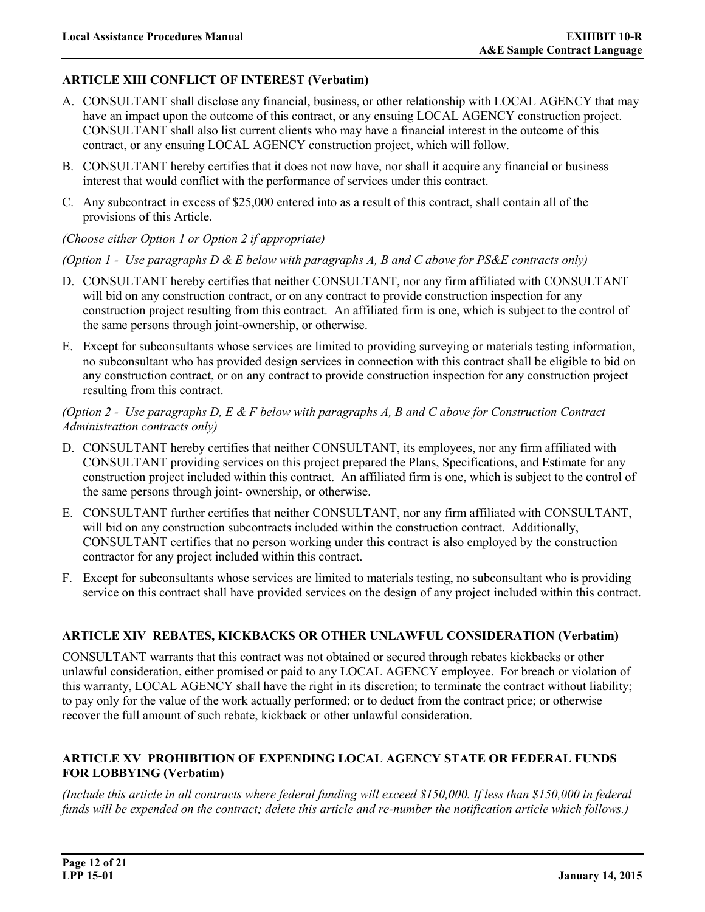### ARTICLE XIII CONFLICT OF INTEREST (Verbatim)

A. CONSULTANT shall disclose any financial, business, or other relationship with LOCAL AGENCY that may have an impact upon the outcome of this contract, or any ensuing LOCAL AGENCY construction project. CONSULTANT shall also list current clients who may have a financial interest in the outcome of this contract, or any ensuing LOCAL AGENCY construction project, which will follow.

B. CONSULTANT hereby certifies that it does not now have, nor shall it acquire any financial or business interest that would conflict with the performance of services under this contract.

C. Any subcontract in excess of $25,000 entered into as a result of this contract, shall contain all of the provisions of this Article.

*(Choose either Option 1 or Option 2 if appropriate)*

*(Option 1 - Use paragraphs D & E below with paragraphs A, B and C above for PS&E contracts only)*

D. CONSULTANT hereby certifies that neither CONSULTANT, nor any firm affiliated with CONSULTANT will bid on any construction contract, or on any contract to provide construction inspection for any construction project resulting from this contract. An affiliated firm is one, which is subject to the control of the same persons through joint-ownership, or otherwise.

E. Except for subconsultants whose services are limited to providing surveying or materials testing information, no subconsultant who has provided design services in connection with this contract shall be eligible to bid on any construction contract, or on any contract to provide construction inspection for any construction project resulting from this contract.

*(Option 2 - Use paragraphs D, E & F below with paragraphs A, B and C above for Construction Contract Administration contracts only)*

D. CONSULTANT hereby certifies that neither CONSULTANT, its employees, nor any firm affiliated with CONSULTANT providing services on this project prepared the Plans, Specifications, and Estimate for any construction project included within this contract. An affiliated firm is one, which is subject to the control of the same persons through joint- ownership, or otherwise.

E. CONSULTANT further certifies that neither CONSULTANT, nor any firm affiliated with CONSULTANT, will bid on any construction subcontracts included within the construction contract. Additionally, CONSULTANT certifies that no person working under this contract is also employed by the construction contractor for any project included within this contract.

F. Except for subconsultants whose services are limited to materials testing, no subconsultant who is providing service on this contract shall have provided services on the design of any project included within this contract.

### ARTICLE XIV REBATES, KICKBACKS OR OTHER UNLAWFUL CONSIDERATION (Verbatim)

CONSULTANT warrants that this contract was not obtained or secured through rebates kickbacks or other unlawful consideration, either promised or paid to any LOCAL AGENCY employee. For breach or violation of this warranty, LOCAL AGENCY shall have the right in its discretion; to terminate the contract without liability; to pay only for the value of the work actually performed; or to deduct from the contract price; or otherwise recover the full amount of such rebate, kickback or other unlawful consideration.

### ARTICLE XV PROHIBITION OF EXPENDING LOCAL AGENCY STATE OR FEDERAL FUNDS FOR LOBBYING (Verbatim)

*(Include this article in all contracts where federal funding will exceed $150,000. If less than $150,000 in federal funds will be expended on the contract; delete this article and re-number the notification article which follows.)*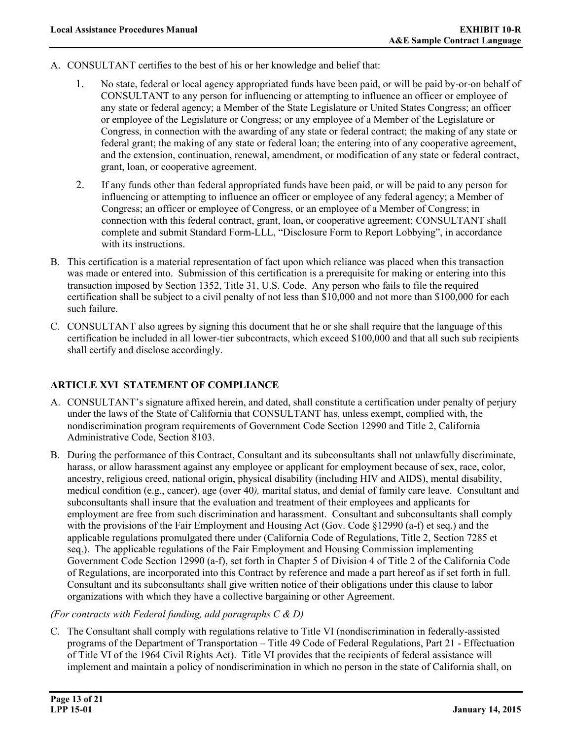A. CONSULTANT certifies to the best of his or her knowledge and belief that:

   1. No state, federal or local agency appropriated funds have been paid, or will be paid by-or-on behalf of CONSULTANT to any person for influencing or attempting to influence an officer or employee of any state or federal agency; a Member of the State Legislature or United States Congress; an officer or employee of the Legislature or Congress; or any employee of a Member of the Legislature or Congress, in connection with the awarding of any state or federal contract; the making of any state or federal grant; the making of any state or federal loan; the entering into of any cooperative agreement, and the extension, continuation, renewal, amendment, or modification of any state or federal contract, grant, loan, or cooperative agreement.

   2. If any funds other than federal appropriated funds have been paid, or will be paid to any person for influencing or attempting to influence an officer or employee of any federal agency; a Member of Congress; an officer or employee of Congress, or an employee of a Member of Congress; in connection with this federal contract, grant, loan, or cooperative agreement; CONSULTANT shall complete and submit Standard Form-LLL, "Disclosure Form to Report Lobbying", in accordance with its instructions.

B. This certification is a material representation of fact upon which reliance was placed when this transaction was made or entered into. Submission of this certification is a prerequisite for making or entering into this transaction imposed by Section 1352, Title 31, U.S. Code. Any person who fails to file the required certification shall be subject to a civil penalty of not less than $10,000 and not more than $100,000 for each such failure.

C. CONSULTANT also agrees by signing this document that he or she shall require that the language of this certification be included in all lower-tier subcontracts, which exceed $100,000 and that all such sub recipients shall certify and disclose accordingly.

## ARTICLE XVI STATEMENT OF COMPLIANCE

A. CONSULTANT's signature affixed herein, and dated, shall constitute a certification under penalty of perjury under the laws of the State of California that CONSULTANT has, unless exempt, complied with, the nondiscrimination program requirements of Government Code Section 12990 and Title 2, California Administrative Code, Section 8103.

B. During the performance of this Contract, Consultant and its subconsultants shall not unlawfully discriminate, harass, or allow harassment against any employee or applicant for employment because of sex, race, color, ancestry, religious creed, national origin, physical disability (including HIV and AIDS), mental disability, medical condition (e.g., cancer), age (over 40*),* marital status, and denial of family care leave. Consultant and subconsultants shall insure that the evaluation and treatment of their employees and applicants for employment are free from such discrimination and harassment. Consultant and subconsultants shall comply with the provisions of the Fair Employment and Housing Act (Gov. Code §12990 (a-f) et seq.) and the applicable regulations promulgated there under (California Code of Regulations, Title 2, Section 7285 et seq.). The applicable regulations of the Fair Employment and Housing Commission implementing Government Code Section 12990 (a-f), set forth in Chapter 5 of Division 4 of Title 2 of the California Code of Regulations, are incorporated into this Contract by reference and made a part hereof as if set forth in full. Consultant and its subconsultant*s* shall give written notice of their obligations under this clause to labor organizations with which they have a collective bargaining or other Agreement.

*(For contracts with Federal funding, add paragraphs C & D)*

C. The Consultant shall comply with regulations relative to Title VI (nondiscrimination in federally-assisted programs of the Department of Transportation – Title 49 Code of Federal Regulations, Part 21 - Effectuation of Title VI of the 1964 Civil Rights Act). Title VI provides that the recipients of federal assistance will implement and maintain a policy of nondiscrimination in which no person in the state of California shall, on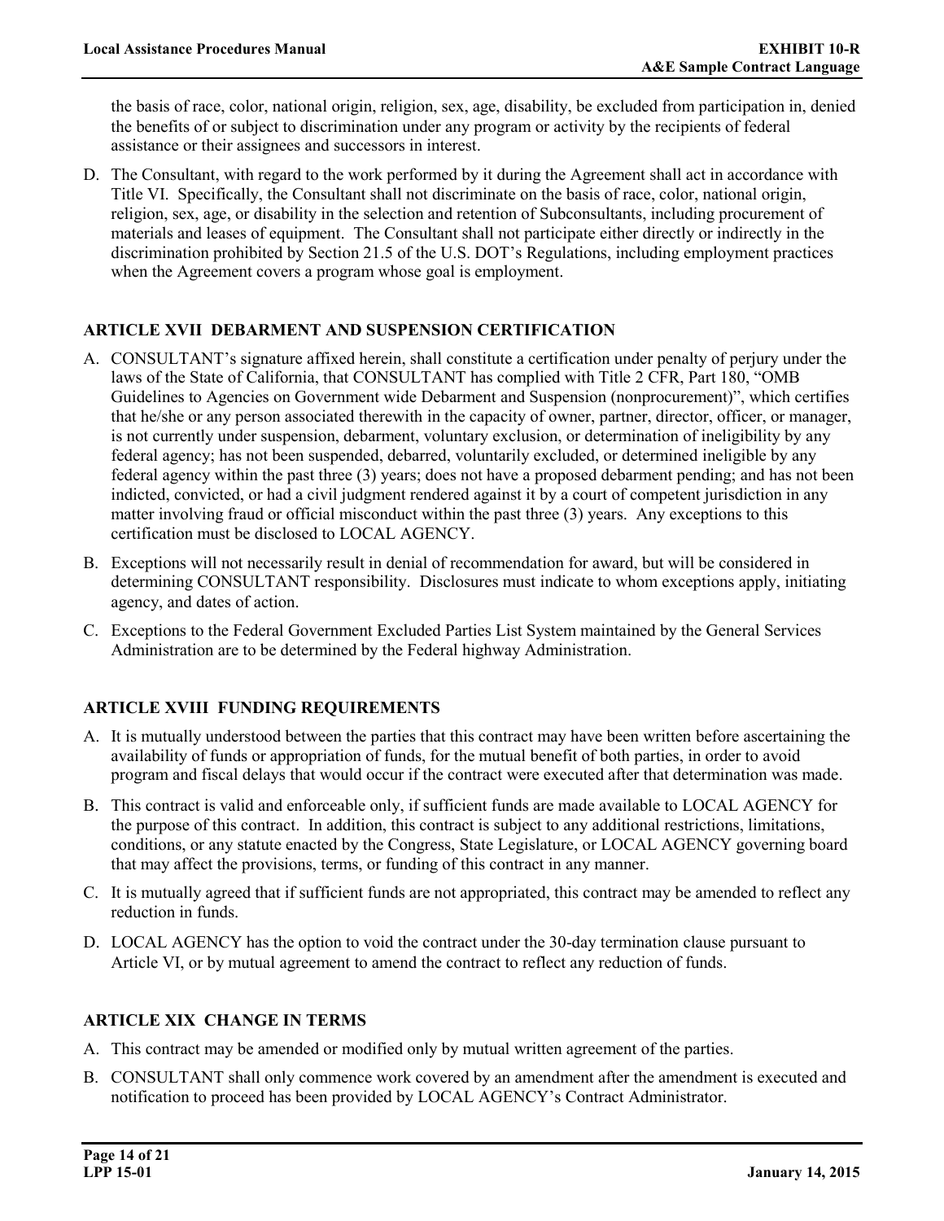the basis of race, color, national origin, religion, sex, age, disability, be excluded from participation in, denied the benefits of or subject to discrimination under any program or activity by the recipients of federal assistance or their assignees and successors in interest.

D. The Consultant, with regard to the work performed by it during the Agreement shall act in accordance with Title VI. Specifically, the Consultant shall not discriminate on the basis of race, color, national origin, religion, sex, age, or disability in the selection and retention of Subconsultants, including procurement of materials and leases of equipment. The Consultant shall not participate either directly or indirectly in the discrimination prohibited by Section 21.5 of the U.S. DOT's Regulations, including employment practices when the Agreement covers a program whose goal is employment.

### ARTICLE XVII DEBARMENT AND SUSPENSION CERTIFICATION

A. CONSULTANT's signature affixed herein, shall constitute a certification under penalty of perjury under the laws of the State of California, that CONSULTANT has complied with Title 2 CFR, Part 180, "OMB Guidelines to Agencies on Government wide Debarment and Suspension (nonprocurement)", which certifies that he/she or any person associated therewith in the capacity of owner, partner, director, officer, or manager, is not currently under suspension, debarment, voluntary exclusion, or determination of ineligibility by any federal agency; has not been suspended, debarred, voluntarily excluded, or determined ineligible by any federal agency within the past three (3) years; does not have a proposed debarment pending; and has not been indicted, convicted, or had a civil judgment rendered against it by a court of competent jurisdiction in any matter involving fraud or official misconduct within the past three (3) years. Any exceptions to this certification must be disclosed to LOCAL AGENCY.

B. Exceptions will not necessarily result in denial of recommendation for award, but will be considered in determining CONSULTANT responsibility. Disclosures must indicate to whom exceptions apply, initiating agency, and dates of action.

C. Exceptions to the Federal Government Excluded Parties List System maintained by the General Services Administration are to be determined by the Federal highway Administration.

### ARTICLE XVIII FUNDING REQUIREMENTS

A. It is mutually understood between the parties that this contract may have been written before ascertaining the availability of funds or appropriation of funds, for the mutual benefit of both parties, in order to avoid program and fiscal delays that would occur if the contract were executed after that determination was made.

B. This contract is valid and enforceable only, if sufficient funds are made available to LOCAL AGENCY for the purpose of this contract. In addition, this contract is subject to any additional restrictions, limitations, conditions, or any statute enacted by the Congress, State Legislature, or LOCAL AGENCY governing board that may affect the provisions, terms, or funding of this contract in any manner.

C. It is mutually agreed that if sufficient funds are not appropriated, this contract may be amended to reflect any reduction in funds.

D. LOCAL AGENCY has the option to void the contract under the 30-day termination clause pursuant to Article VI, or by mutual agreement to amend the contract to reflect any reduction of funds.

### ARTICLE XIX CHANGE IN TERMS

A. This contract may be amended or modified only by mutual written agreement of the parties.

B. CONSULTANT shall only commence work covered by an amendment after the amendment is executed and notification to proceed has been provided by LOCAL AGENCY's Contract Administrator.